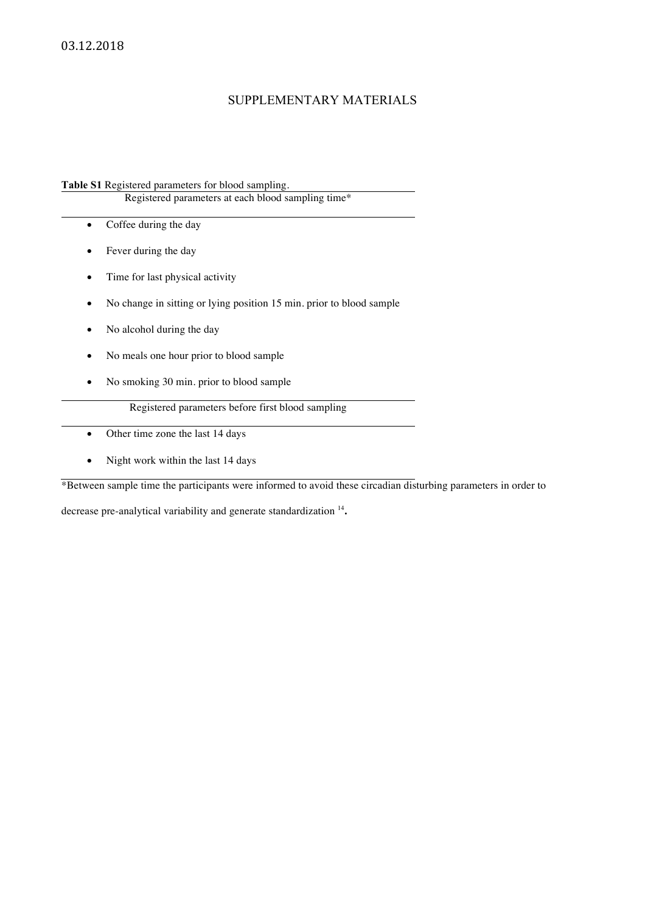03.12.2018

# SUPPLEMENTARY MATERIALS

**Table S1** Registered parameters for blood sampling.

| Registered parameters at each blood sampling time* |
| --- |
| • Coffee during the day |
| • Fever during the day |
| • Time for last physical activity |
| • No change in sitting or lying position 15 min. prior to blood sample |
| • No alcohol during the day |
| • No meals one hour prior to blood sample |
| • No smoking 30 min. prior to blood sample |
| **Registered parameters before first blood sampling** |
| • Other time zone the last 14 days |
| • Night work within the last 14 days |

*Between sample time the participants were informed to avoid these circadian disturbing parameters in order to decrease pre-analytical variability and generate standardization [14].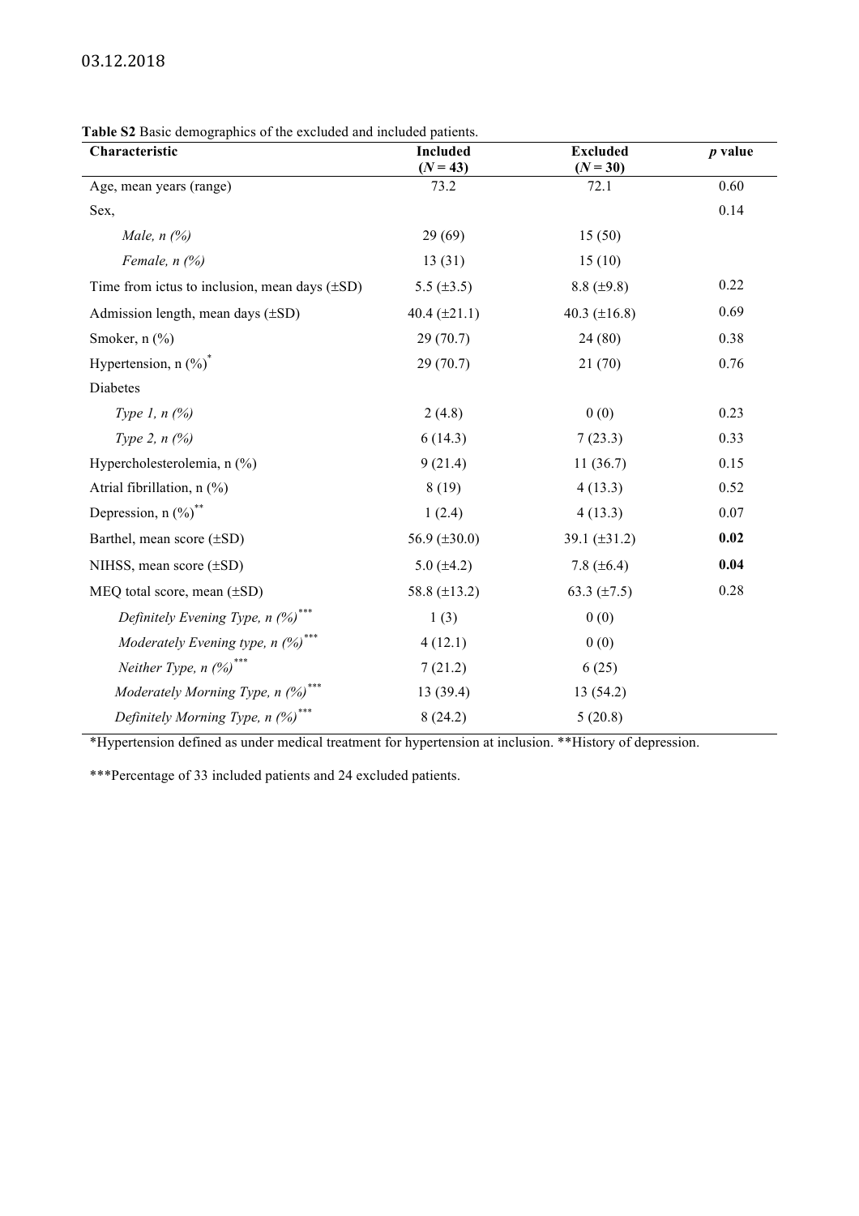**Table S2** Basic demographics of the excluded and included patients.

| Characteristic | Included (*N* = 43) | Excluded (*N* = 30) | *p* value |
|---|---|---|---|
| Age, mean years (range) | 73.2 | 72.1 | 0.60 |
| Sex, | | | 0.14 |
| *Male, n (%)* | 29 (69) | 15 (50) | |
| *Female, n (%)* | 13 (31) | 15 (10) | |
| Time from ictus to inclusion, mean days (±SD) | 5.5 (±3.5) | 8.8 (±9.8) | 0.22 |
| Admission length, mean days (±SD) | 40.4 (±21.1) | 40.3 (±16.8) | 0.69 |
| Smoker, n (%) | 29 (70.7) | 24 (80) | 0.38 |
| Hypertension, n (%)* | 29 (70.7) | 21 (70) | 0.76 |
| Diabetes | | | |
| *Type 1, n (%)* | 2 (4.8) | 0 (0) | 0.23 |
| *Type 2, n (%)* | 6 (14.3) | 7 (23.3) | 0.33 |
| Hypercholesterolemia, n (%) | 9 (21.4) | 11 (36.7) | 0.15 |
| Atrial fibrillation, n (%) | 8 (19) | 4 (13.3) | 0.52 |
| Depression, n (%)** | 1 (2.4) | 4 (13.3) | 0.07 |
| Barthel, mean score (±SD) | 56.9 (±30.0) | 39.1 (±31.2) | **0.02** |
| NIHSS, mean score (±SD) | 5.0 (±4.2) | 7.8 (±6.4) | **0.04** |
| MEQ total score, mean (±SD) | 58.8 (±13.2) | 63.3 (±7.5) | 0.28 |
| *Definitely Evening Type, n (%)**** | 1 (3) | 0 (0) | |
| *Moderately Evening type, n (%)**** | 4 (12.1) | 0 (0) | |
| *Neither Type, n (%)**** | 7 (21.2) | 6 (25) | |
| *Moderately Morning Type, n (%)**** | 13 (39.4) | 13 (54.2) | |
| *Definitely Morning Type, n (%)**** | 8 (24.2) | 5 (20.8) | |

*Hypertension defined as under medical treatment for hypertension at inclusion. **History of depression.

***Percentage of 33 included patients and 24 excluded patients.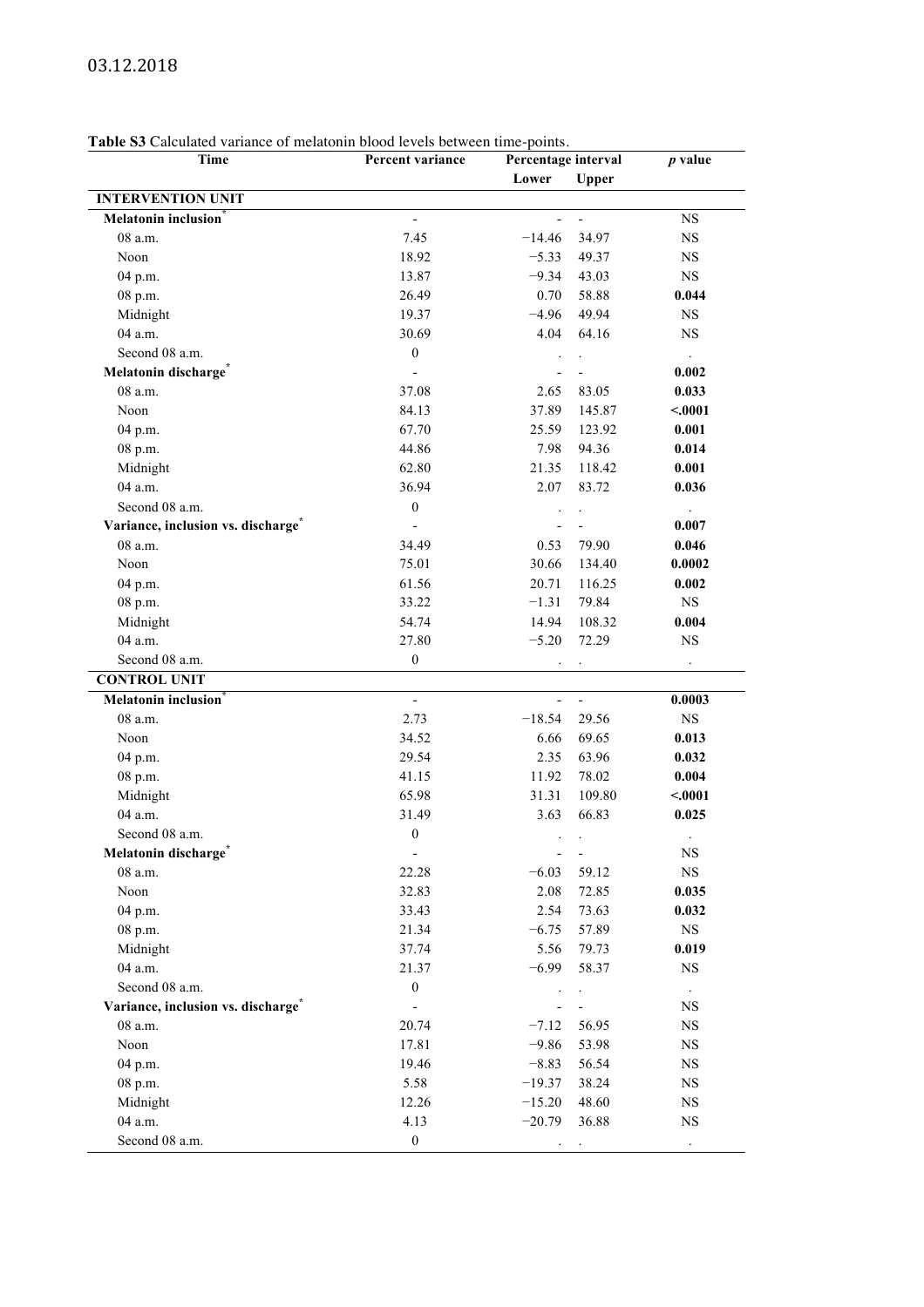**Table S3** Calculated variance of melatonin blood levels between time-points.

| Time | Percent variance | Percentage interval | | *p* value |
|---|---|---|---|---|
| | | Lower | Upper | |
| **INTERVENTION UNIT** | | | | |
| **Melatonin inclusion*** | - | - | - | NS |
| 08 a.m. | 7.45 | −14.46 | 34.97 | NS |
| Noon | 18.92 | −5.33 | 49.37 | NS |
| 04 p.m. | 13.87 | −9.34 | 43.03 | NS |
| 08 p.m. | 26.49 | 0.70 | 58.88 | **0.044** |
| Midnight | 19.37 | −4.96 | 49.94 | NS |
| 04 a.m. | 30.69 | 4.04 | 64.16 | NS |
| Second 08 a.m. | 0 | . | . | . |
| **Melatonin discharge*** | - | - | - | **0.002** |
| 08 a.m. | 37.08 | 2.65 | 83.05 | **0.033** |
| Noon | 84.13 | 37.89 | 145.87 | **<.0001** |
| 04 p.m. | 67.70 | 25.59 | 123.92 | **0.001** |
| 08 p.m. | 44.86 | 7.98 | 94.36 | **0.014** |
| Midnight | 62.80 | 21.35 | 118.42 | **0.001** |
| 04 a.m. | 36.94 | 2.07 | 83.72 | **0.036** |
| Second 08 a.m. | 0 | . | . | . |
| **Variance, inclusion vs. discharge*** | - | - | - | **0.007** |
| 08 a.m. | 34.49 | 0.53 | 79.90 | **0.046** |
| Noon | 75.01 | 30.66 | 134.40 | **0.0002** |
| 04 p.m. | 61.56 | 20.71 | 116.25 | **0.002** |
| 08 p.m. | 33.22 | −1.31 | 79.84 | NS |
| Midnight | 54.74 | 14.94 | 108.32 | **0.004** |
| 04 a.m. | 27.80 | −5.20 | 72.29 | NS |
| Second 08 a.m. | 0 | . | . | . |
| **CONTROL UNIT** | | | | |
| **Melatonin inclusion*** | - | - | - | **0.0003** |
| 08 a.m. | 2.73 | −18.54 | 29.56 | NS |
| Noon | 34.52 | 6.66 | 69.65 | **0.013** |
| 04 p.m. | 29.54 | 2.35 | 63.96 | **0.032** |
| 08 p.m. | 41.15 | 11.92 | 78.02 | **0.004** |
| Midnight | 65.98 | 31.31 | 109.80 | **<.0001** |
| 04 a.m. | 31.49 | 3.63 | 66.83 | **0.025** |
| Second 08 a.m. | 0 | . | . | . |
| **Melatonin discharge*** | - | - | - | NS |
| 08 a.m. | 22.28 | −6.03 | 59.12 | NS |
| Noon | 32.83 | 2.08 | 72.85 | **0.035** |
| 04 p.m. | 33.43 | 2.54 | 73.63 | **0.032** |
| 08 p.m. | 21.34 | −6.75 | 57.89 | NS |
| Midnight | 37.74 | 5.56 | 79.73 | **0.019** |
| 04 a.m. | 21.37 | −6.99 | 58.37 | NS |
| Second 08 a.m. | 0 | . | . | . |
| **Variance, inclusion vs. discharge*** | - | - | - | NS |
| 08 a.m. | 20.74 | −7.12 | 56.95 | NS |
| Noon | 17.81 | −9.86 | 53.98 | NS |
| 04 p.m. | 19.46 | −8.83 | 56.54 | NS |
| 08 p.m. | 5.58 | −19.37 | 38.24 | NS |
| Midnight | 12.26 | −15.20 | 48.60 | NS |
| 04 a.m. | 4.13 | −20.79 | 36.88 | NS |
| Second 08 a.m. | 0 | . | . | . |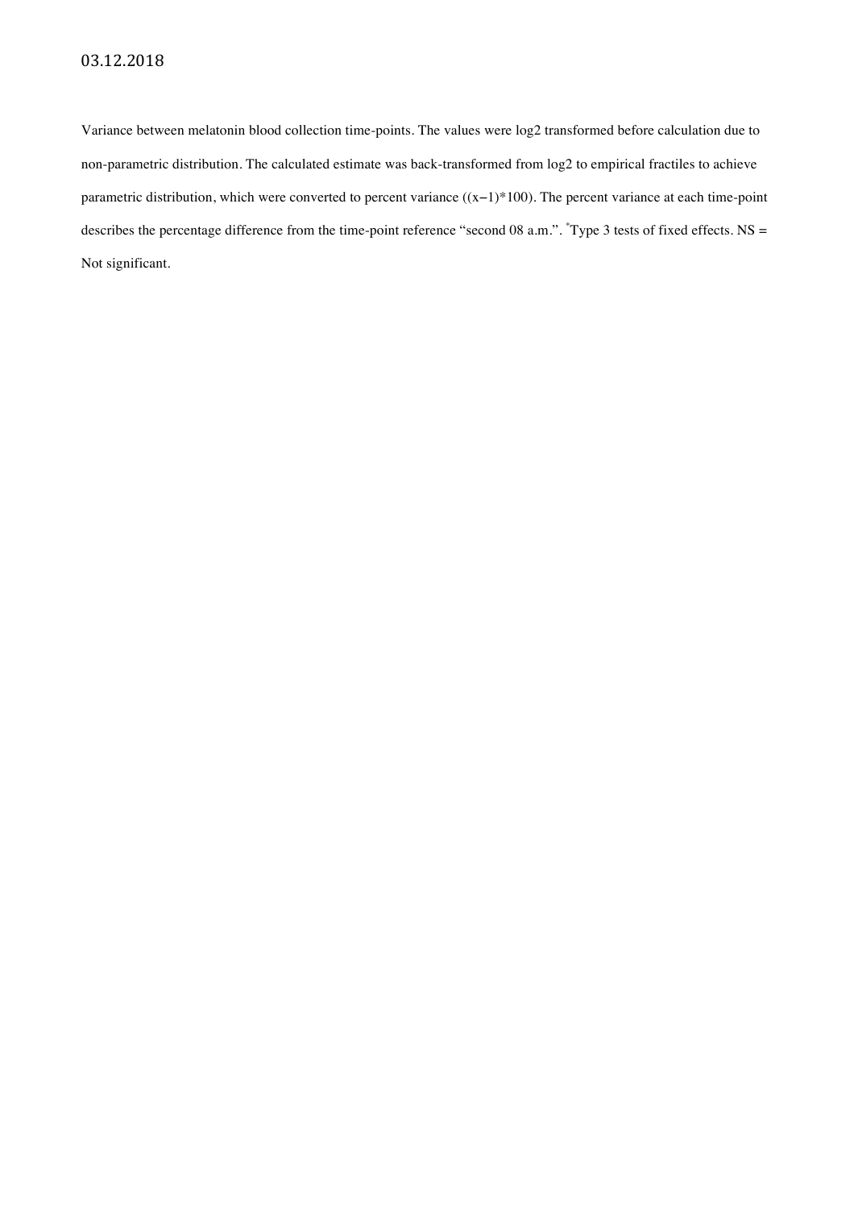03.12.2018

Variance between melatonin blood collection time-points. The values were log2 transformed before calculation due to non-parametric distribution. The calculated estimate was back-transformed from log2 to empirical fractiles to achieve parametric distribution, which were converted to percent variance ((x–1)*100). The percent variance at each time-point describes the percentage difference from the time-point reference "second 08 a.m.". [*]Type 3 tests of fixed effects. NS = Not significant.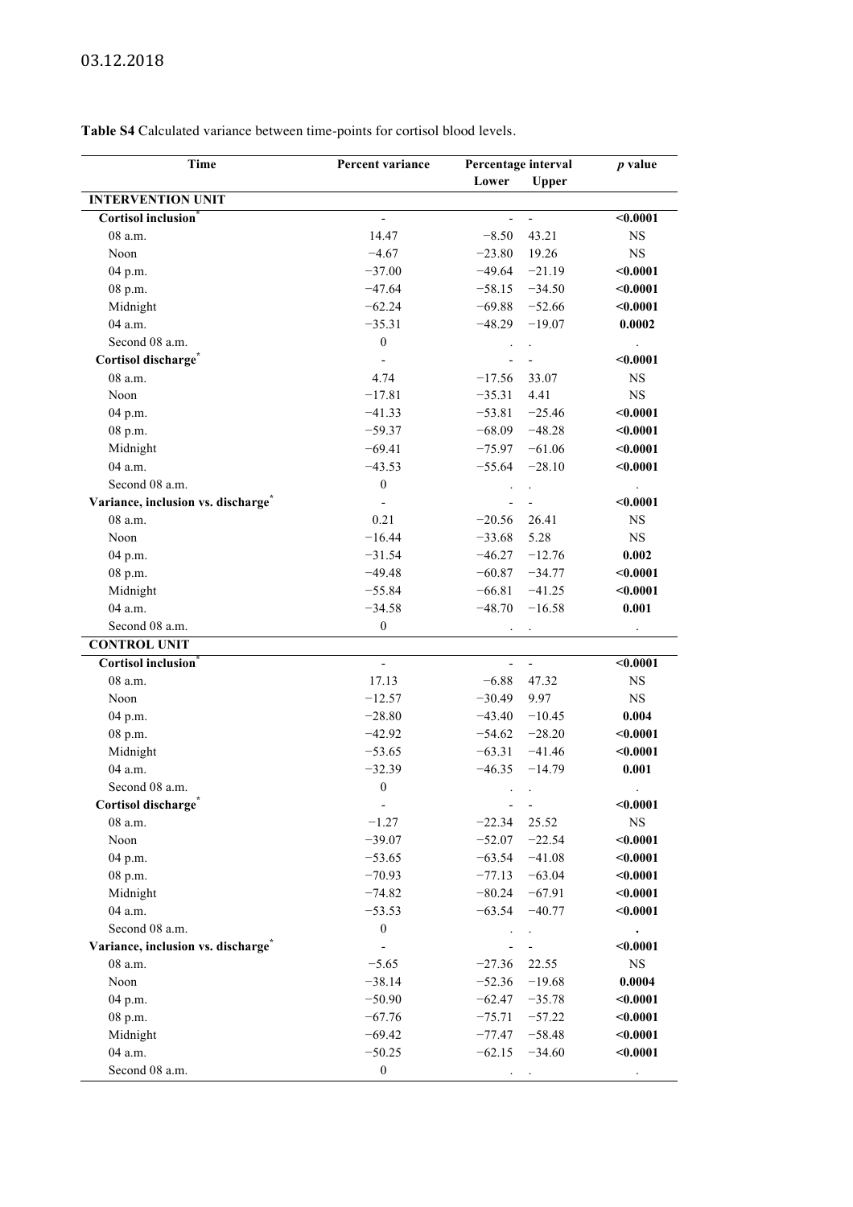**Table S4** Calculated variance between time-points for cortisol blood levels.

| Time | Percent variance | Percentage interval | | *p* value |
|---|---|---|---|---|
| | | Lower | Upper | |
| **INTERVENTION UNIT** | | | | |
| **Cortisol inclusion*** | - | - | - | **<0.0001** |
| 08 a.m. | 14.47 | −8.50 | 43.21 | NS |
| Noon | −4.67 | −23.80 | 19.26 | NS |
| 04 p.m. | −37.00 | −49.64 | −21.19 | **<0.0001** |
| 08 p.m. | −47.64 | −58.15 | −34.50 | **<0.0001** |
| Midnight | −62.24 | −69.88 | −52.66 | **<0.0001** |
| 04 a.m. | −35.31 | −48.29 | −19.07 | **0.0002** |
| Second 08 a.m. | 0 | . | . | . |
| **Cortisol discharge*** | - | - | - | **<0.0001** |
| 08 a.m. | 4.74 | −17.56 | 33.07 | NS |
| Noon | −17.81 | −35.31 | 4.41 | NS |
| 04 p.m. | −41.33 | −53.81 | −25.46 | **<0.0001** |
| 08 p.m. | −59.37 | −68.09 | −48.28 | **<0.0001** |
| Midnight | −69.41 | −75.97 | −61.06 | **<0.0001** |
| 04 a.m. | −43.53 | −55.64 | −28.10 | **<0.0001** |
| Second 08 a.m. | 0 | . | . | . |
| **Variance, inclusion vs. discharge*** | - | - | - | **<0.0001** |
| 08 a.m. | 0.21 | −20.56 | 26.41 | NS |
| Noon | −16.44 | −33.68 | 5.28 | NS |
| 04 p.m. | −31.54 | −46.27 | −12.76 | **0.002** |
| 08 p.m. | −49.48 | −60.87 | −34.77 | **<0.0001** |
| Midnight | −55.84 | −66.81 | −41.25 | **<0.0001** |
| 04 a.m. | −34.58 | −48.70 | −16.58 | **0.001** |
| Second 08 a.m. | 0 | . | . | . |
| **CONTROL UNIT** | | | | |
| **Cortisol inclusion*** | - | - | - | **<0.0001** |
| 08 a.m. | 17.13 | −6.88 | 47.32 | NS |
| Noon | −12.57 | −30.49 | 9.97 | NS |
| 04 p.m. | −28.80 | −43.40 | −10.45 | **0.004** |
| 08 p.m. | −42.92 | −54.62 | −28.20 | **<0.0001** |
| Midnight | −53.65 | −63.31 | −41.46 | **<0.0001** |
| 04 a.m. | −32.39 | −46.35 | −14.79 | **0.001** |
| Second 08 a.m. | 0 | . | . | . |
| **Cortisol discharge*** | - | - | - | **<0.0001** |
| 08 a.m. | −1.27 | −22.34 | 25.52 | NS |
| Noon | −39.07 | −52.07 | −22.54 | **<0.0001** |
| 04 p.m. | −53.65 | −63.54 | −41.08 | **<0.0001** |
| 08 p.m. | −70.93 | −77.13 | −63.04 | **<0.0001** |
| Midnight | −74.82 | −80.24 | −67.91 | **<0.0001** |
| 04 a.m. | −53.53 | −63.54 | −40.77 | **<0.0001** |
| Second 08 a.m. | 0 | . | . | . |
| **Variance, inclusion vs. discharge*** | - | - | - | **<0.0001** |
| 08 a.m. | −5.65 | −27.36 | 22.55 | NS |
| Noon | −38.14 | −52.36 | −19.68 | **0.0004** |
| 04 p.m. | −50.90 | −62.47 | −35.78 | **<0.0001** |
| 08 p.m. | −67.76 | −75.71 | −57.22 | **<0.0001** |
| Midnight | −69.42 | −77.47 | −58.48 | **<0.0001** |
| 04 a.m. | −50.25 | −62.15 | −34.60 | **<0.0001** |
| Second 08 a.m. | 0 | . | . | . |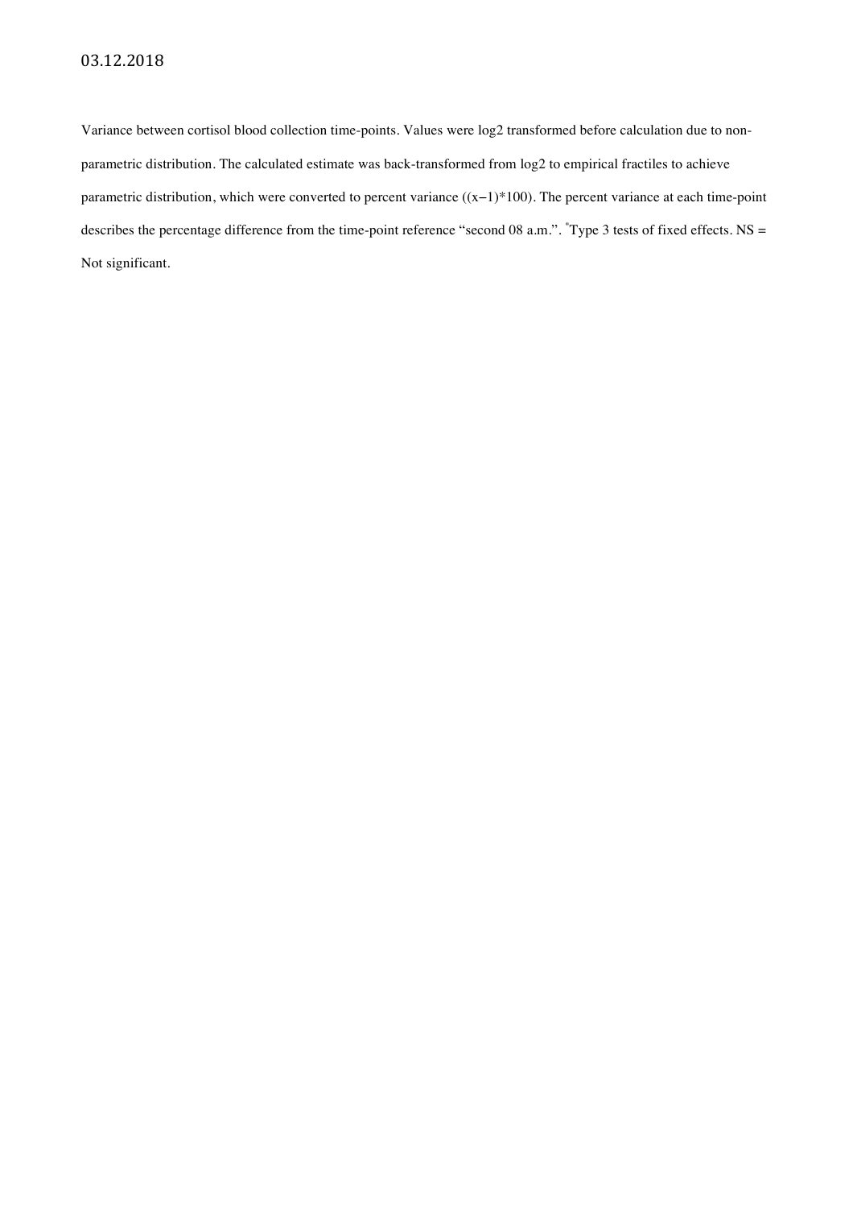Variance between cortisol blood collection time-points. Values were log2 transformed before calculation due to non-parametric distribution. The calculated estimate was back-transformed from log2 to empirical fractiles to achieve parametric distribution, which were converted to percent variance ((x−1)*100). The percent variance at each time-point describes the percentage difference from the time-point reference "second 08 a.m.". [*]Type 3 tests of fixed effects. NS = Not significant.